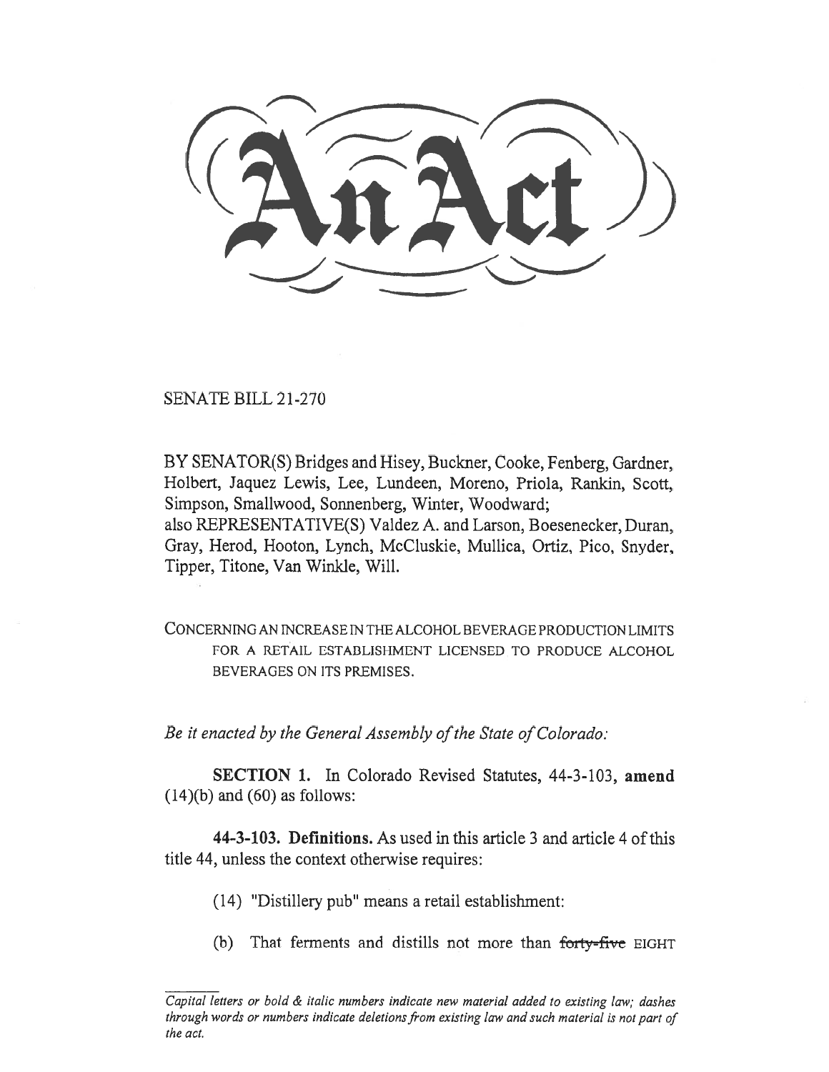# An Act

SENATE BILL 21-270

BY SENATOR(S) Bridges and Hisey, Buckner, Cooke, Fenberg, Gardner, Holbert, Jaquez Lewis, Lee, Lundeen, Moreno, Priola, Rankin, Scott, Simpson, Smallwood, Sonnenberg, Winter, Woodward;
also REPRESENTATIVE(S) Valdez A. and Larson, Boesenecker, Duran, Gray, Herod, Hooton, Lynch, McCluskie, Mullica, Ortiz, Pico, Snyder, Tipper, Titone, Van Winkle, Will.

CONCERNING AN INCREASE IN THE ALCOHOL BEVERAGE PRODUCTION LIMITS FOR A RETAIL ESTABLISHMENT LICENSED TO PRODUCE ALCOHOL BEVERAGES ON ITS PREMISES.

*Be it enacted by the General Assembly of the State of Colorado:*

**SECTION 1.** In Colorado Revised Statutes, 44-3-103, **amend** (14)(b) and (60) as follows:

**44-3-103. Definitions.** As used in this article 3 and article 4 of this title 44, unless the context otherwise requires:

(14) "Distillery pub" means a retail establishment:

(b) That ferments and distills not more than ~~forty-five~~ EIGHT

---

*Capital letters or bold & italic numbers indicate new material added to existing law; dashes through words or numbers indicate deletions from existing law and such material is not part of the act.*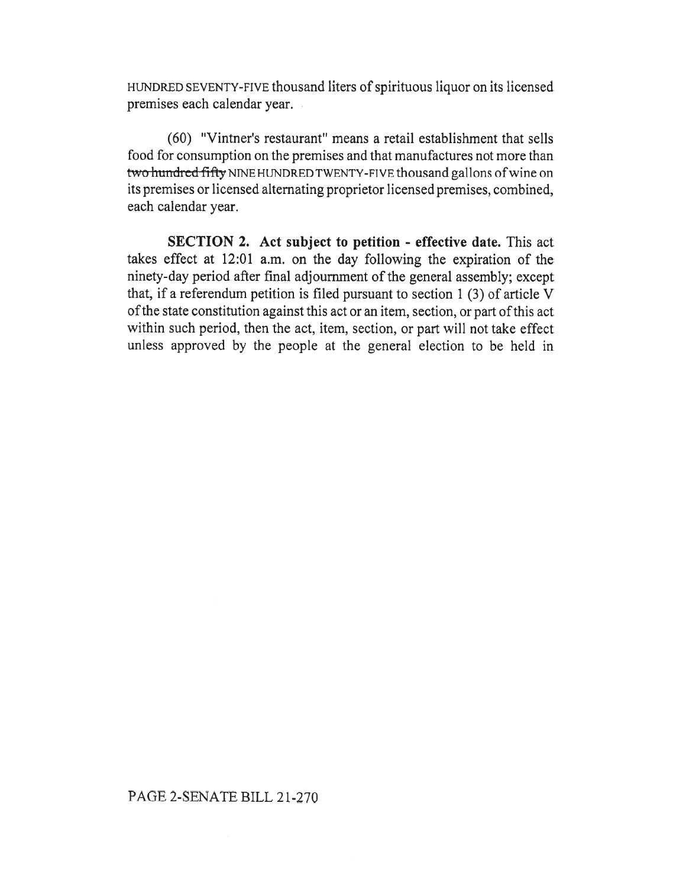HUNDRED SEVENTY-FIVE thousand liters of spirituous liquor on its licensed premises each calendar year.

(60) "Vintner's restaurant" means a retail establishment that sells food for consumption on the premises and that manufactures not more than ~~two hundred fifty~~ NINE HUNDRED TWENTY-FIVE thousand gallons of wine on its premises or licensed alternating proprietor licensed premises, combined, each calendar year.

**SECTION 2. Act subject to petition - effective date.** This act takes effect at 12:01 a.m. on the day following the expiration of the ninety-day period after final adjournment of the general assembly; except that, if a referendum petition is filed pursuant to section 1 (3) of article V of the state constitution against this act or an item, section, or part of this act within such period, then the act, item, section, or part will not take effect unless approved by the people at the general election to be held in

PAGE 2-SENATE BILL 21-270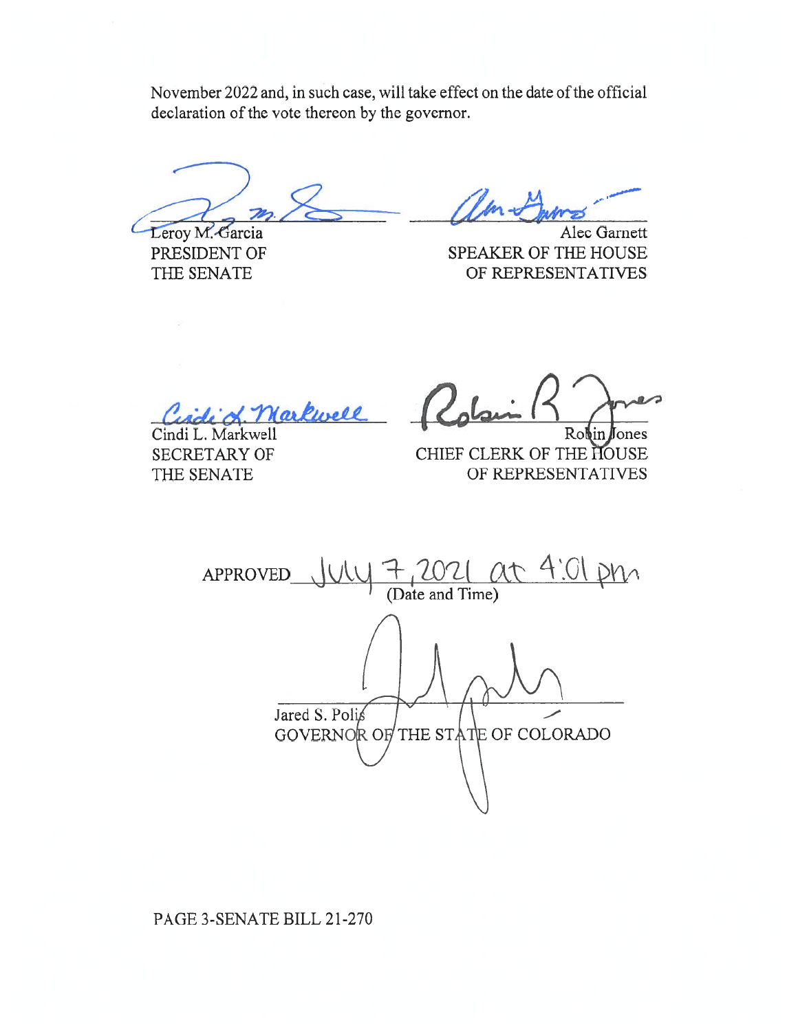November 2022 and, in such case, will take effect on the date of the official declaration of the vote thereon by the governor.

Leroy M. Garcia
PRESIDENT OF
THE SENATE

Alec Garnett
SPEAKER OF THE HOUSE
OF REPRESENTATIVES

Cindi L. Markwell
SECRETARY OF
THE SENATE

Robin Jones
CHIEF CLERK OF THE HOUSE
OF REPRESENTATIVES

APPROVED July 7, 2021 at 4:01 pm
(Date and Time)

Jared S. Polis
GOVERNOR OF THE STATE OF COLORADO

PAGE 3-SENATE BILL 21-270